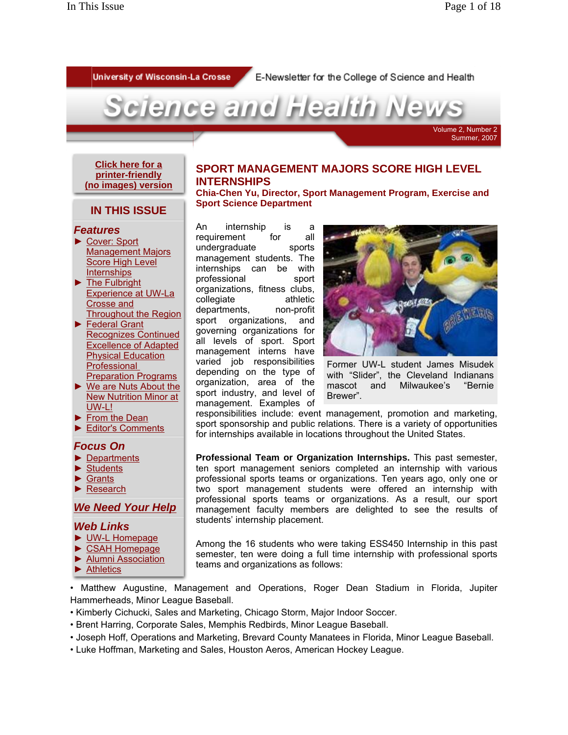University of Wisconsin-La Crosse

E-Newsletter for the College of Science and Health

# Science and Health News

Volume 2, Number 2
Summer, 2007

Click here for a printer-friendly (no images) version

## IN THIS ISSUE

### Features

- Cover: Sport Management Majors Score High Level Internships
- The Fulbright Experience at UW-La Crosse and Throughout the Region
- Federal Grant Recognizes Continued Excellence of Adapted Physical Education Professional Preparation Programs
- We are Nuts About the New Nutrition Minor at UW-L!
- From the Dean
- Editor's Comments

### Focus On

- Departments
- Students
- Grants
- Research

### We Need Your Help

### Web Links

- UW-L Homepage
- CSAH Homepage
- Alumni Association
- Athletics

## SPORT MANAGEMENT MAJORS SCORE HIGH LEVEL INTERNSHIPS

**Chia-Chen Yu, Director, Sport Management Program, Exercise and Sport Science Department**

An internship is a requirement for all undergraduate sports management students. The internships can be with professional sport organizations, fitness clubs, collegiate athletic departments, non-profit sport organizations, and governing organizations for all levels of sport. Sport management interns have varied job responsibilities depending on the type of organization, area of the sport industry, and level of management. Examples of responsibilities include: event management, promotion and marketing, sport sponsorship and public relations. There is a variety of opportunities for internships available in locations throughout the United States.

Former UW-L student James Misudek with "Slider", the Cleveland Indianans mascot and Milwaukee's "Bernie Brewer".

**Professional Team or Organization Internships.** This past semester, ten sport management seniors completed an internship with various professional sports teams or organizations. Ten years ago, only one or two sport management students were offered an internship with professional sports teams or organizations. As a result, our sport management faculty members are delighted to see the results of students' internship placement.

Among the 16 students who were taking ESS450 Internship in this past semester, ten were doing a full time internship with professional sports teams and organizations as follows:

- Matthew Augustine, Management and Operations, Roger Dean Stadium in Florida, Jupiter Hammerheads, Minor League Baseball.
- Kimberly Cichucki, Sales and Marketing, Chicago Storm, Major Indoor Soccer.
- Brent Harring, Corporate Sales, Memphis Redbirds, Minor League Baseball.
- Joseph Hoff, Operations and Marketing, Brevard County Manatees in Florida, Minor League Baseball.
- Luke Hoffman, Marketing and Sales, Houston Aeros, American Hockey League.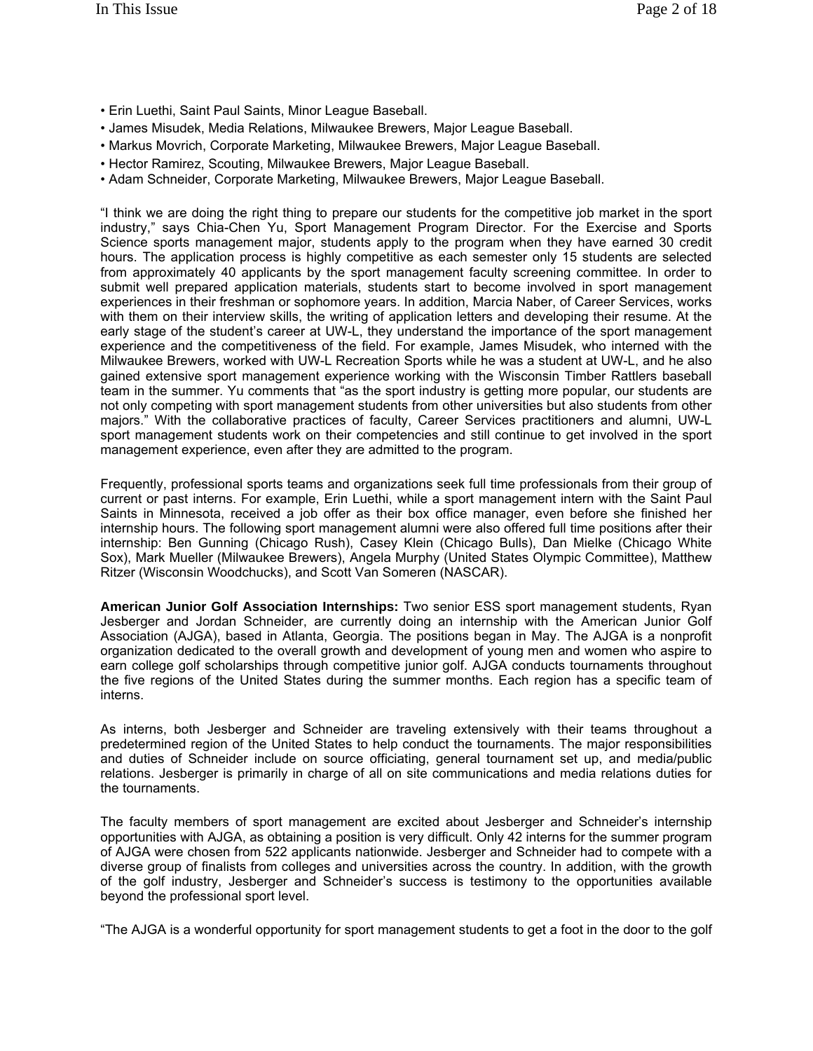- Erin Luethi, Saint Paul Saints, Minor League Baseball.
- James Misudek, Media Relations, Milwaukee Brewers, Major League Baseball.
- Markus Movrich, Corporate Marketing, Milwaukee Brewers, Major League Baseball.
- Hector Ramirez, Scouting, Milwaukee Brewers, Major League Baseball.
- Adam Schneider, Corporate Marketing, Milwaukee Brewers, Major League Baseball.

"I think we are doing the right thing to prepare our students for the competitive job market in the sport industry," says Chia-Chen Yu, Sport Management Program Director. For the Exercise and Sports Science sports management major, students apply to the program when they have earned 30 credit hours. The application process is highly competitive as each semester only 15 students are selected from approximately 40 applicants by the sport management faculty screening committee. In order to submit well prepared application materials, students start to become involved in sport management experiences in their freshman or sophomore years. In addition, Marcia Naber, of Career Services, works with them on their interview skills, the writing of application letters and developing their resume. At the early stage of the student's career at UW-L, they understand the importance of the sport management experience and the competitiveness of the field. For example, James Misudek, who interned with the Milwaukee Brewers, worked with UW-L Recreation Sports while he was a student at UW-L, and he also gained extensive sport management experience working with the Wisconsin Timber Rattlers baseball team in the summer. Yu comments that "as the sport industry is getting more popular, our students are not only competing with sport management students from other universities but also students from other majors." With the collaborative practices of faculty, Career Services practitioners and alumni, UW-L sport management students work on their competencies and still continue to get involved in the sport management experience, even after they are admitted to the program.

Frequently, professional sports teams and organizations seek full time professionals from their group of current or past interns. For example, Erin Luethi, while a sport management intern with the Saint Paul Saints in Minnesota, received a job offer as their box office manager, even before she finished her internship hours. The following sport management alumni were also offered full time positions after their internship: Ben Gunning (Chicago Rush), Casey Klein (Chicago Bulls), Dan Mielke (Chicago White Sox), Mark Mueller (Milwaukee Brewers), Angela Murphy (United States Olympic Committee), Matthew Ritzer (Wisconsin Woodchucks), and Scott Van Someren (NASCAR).

**American Junior Golf Association Internships:** Two senior ESS sport management students, Ryan Jesberger and Jordan Schneider, are currently doing an internship with the American Junior Golf Association (AJGA), based in Atlanta, Georgia. The positions began in May. The AJGA is a nonprofit organization dedicated to the overall growth and development of young men and women who aspire to earn college golf scholarships through competitive junior golf. AJGA conducts tournaments throughout the five regions of the United States during the summer months. Each region has a specific team of interns.

As interns, both Jesberger and Schneider are traveling extensively with their teams throughout a predetermined region of the United States to help conduct the tournaments. The major responsibilities and duties of Schneider include on source officiating, general tournament set up, and media/public relations. Jesberger is primarily in charge of all on site communications and media relations duties for the tournaments.

The faculty members of sport management are excited about Jesberger and Schneider's internship opportunities with AJGA, as obtaining a position is very difficult. Only 42 interns for the summer program of AJGA were chosen from 522 applicants nationwide. Jesberger and Schneider had to compete with a diverse group of finalists from colleges and universities across the country. In addition, with the growth of the golf industry, Jesberger and Schneider's success is testimony to the opportunities available beyond the professional sport level.

"The AJGA is a wonderful opportunity for sport management students to get a foot in the door to the golf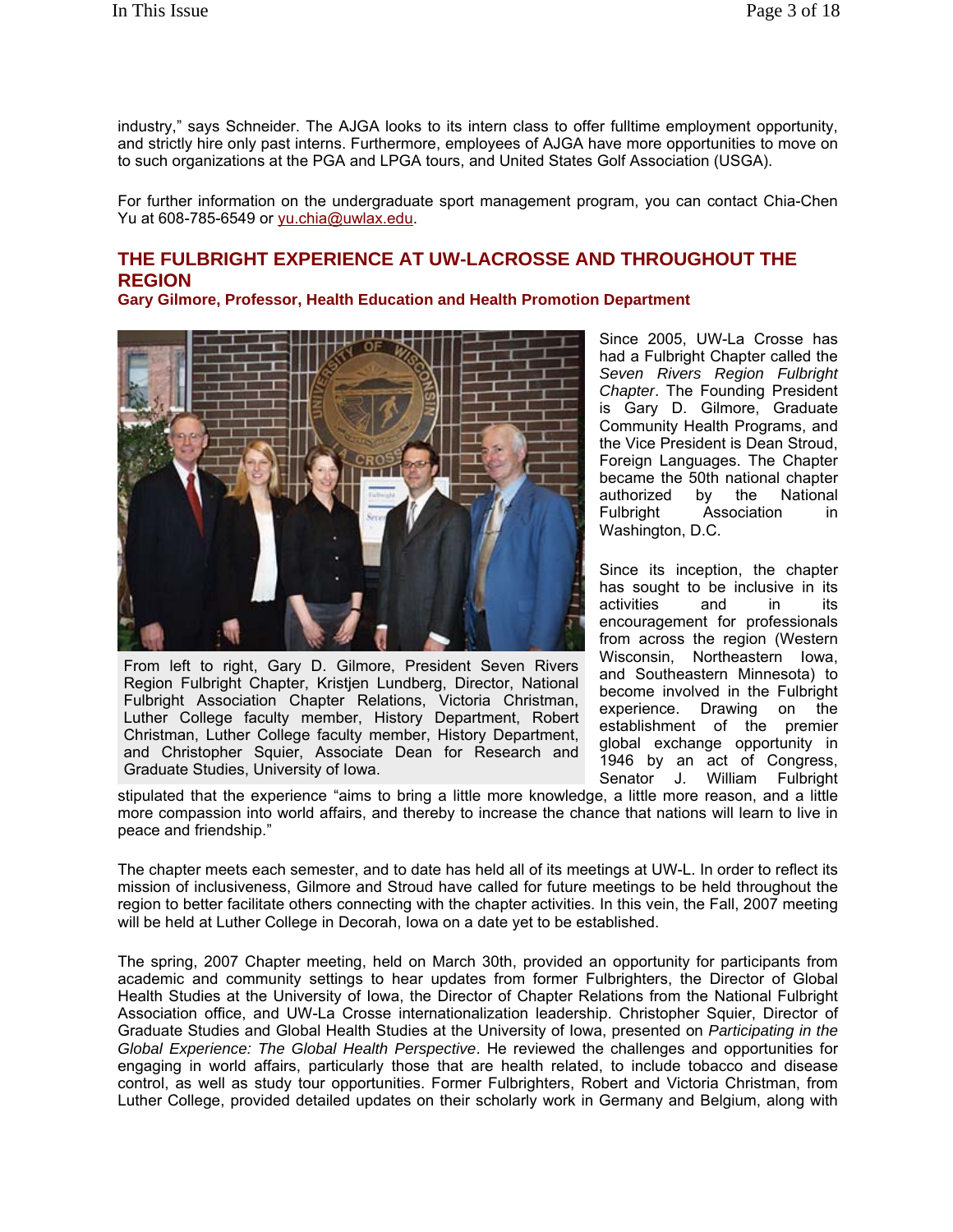industry," says Schneider. The AJGA looks to its intern class to offer fulltime employment opportunity, and strictly hire only past interns. Furthermore, employees of AJGA have more opportunities to move on to such organizations at the PGA and LPGA tours, and United States Golf Association (USGA).

For further information on the undergraduate sport management program, you can contact Chia-Chen Yu at 608-785-6549 or yu.chia@uwlax.edu.

## THE FULBRIGHT EXPERIENCE AT UW-LACROSSE AND THROUGHOUT THE REGION

**Gary Gilmore, Professor, Health Education and Health Promotion Department**

From left to right, Gary D. Gilmore, President Seven Rivers Region Fulbright Chapter, Kristjen Lundberg, Director, National Fulbright Association Chapter Relations, Victoria Christman, Luther College faculty member, History Department, Robert Christman, Luther College faculty member, History Department, and Christopher Squier, Associate Dean for Research and Graduate Studies, University of Iowa.

Since 2005, UW-La Crosse has had a Fulbright Chapter called the *Seven Rivers Region Fulbright Chapter*. The Founding President is Gary D. Gilmore, Graduate Community Health Programs, and the Vice President is Dean Stroud, Foreign Languages. The Chapter became the 50th national chapter authorized by the National Fulbright Association in Washington, D.C.

Since its inception, the chapter has sought to be inclusive in its activities and in its encouragement for professionals from across the region (Western Wisconsin, Northeastern Iowa, and Southeastern Minnesota) to become involved in the Fulbright experience. Drawing on the establishment of the premier global exchange opportunity in 1946 by an act of Congress, Senator J. William Fulbright stipulated that the experience "aims to bring a little more knowledge, a little more reason, and a little more compassion into world affairs, and thereby to increase the chance that nations will learn to live in peace and friendship."

The chapter meets each semester, and to date has held all of its meetings at UW-L. In order to reflect its mission of inclusiveness, Gilmore and Stroud have called for future meetings to be held throughout the region to better facilitate others connecting with the chapter activities. In this vein, the Fall, 2007 meeting will be held at Luther College in Decorah, Iowa on a date yet to be established.

The spring, 2007 Chapter meeting, held on March 30th, provided an opportunity for participants from academic and community settings to hear updates from former Fulbrighters, the Director of Global Health Studies at the University of Iowa, the Director of Chapter Relations from the National Fulbright Association office, and UW-La Crosse internationalization leadership. Christopher Squier, Director of Graduate Studies and Global Health Studies at the University of Iowa, presented on *Participating in the Global Experience: The Global Health Perspective*. He reviewed the challenges and opportunities for engaging in world affairs, particularly those that are health related, to include tobacco and disease control, as well as study tour opportunities. Former Fulbrighters, Robert and Victoria Christman, from Luther College, provided detailed updates on their scholarly work in Germany and Belgium, along with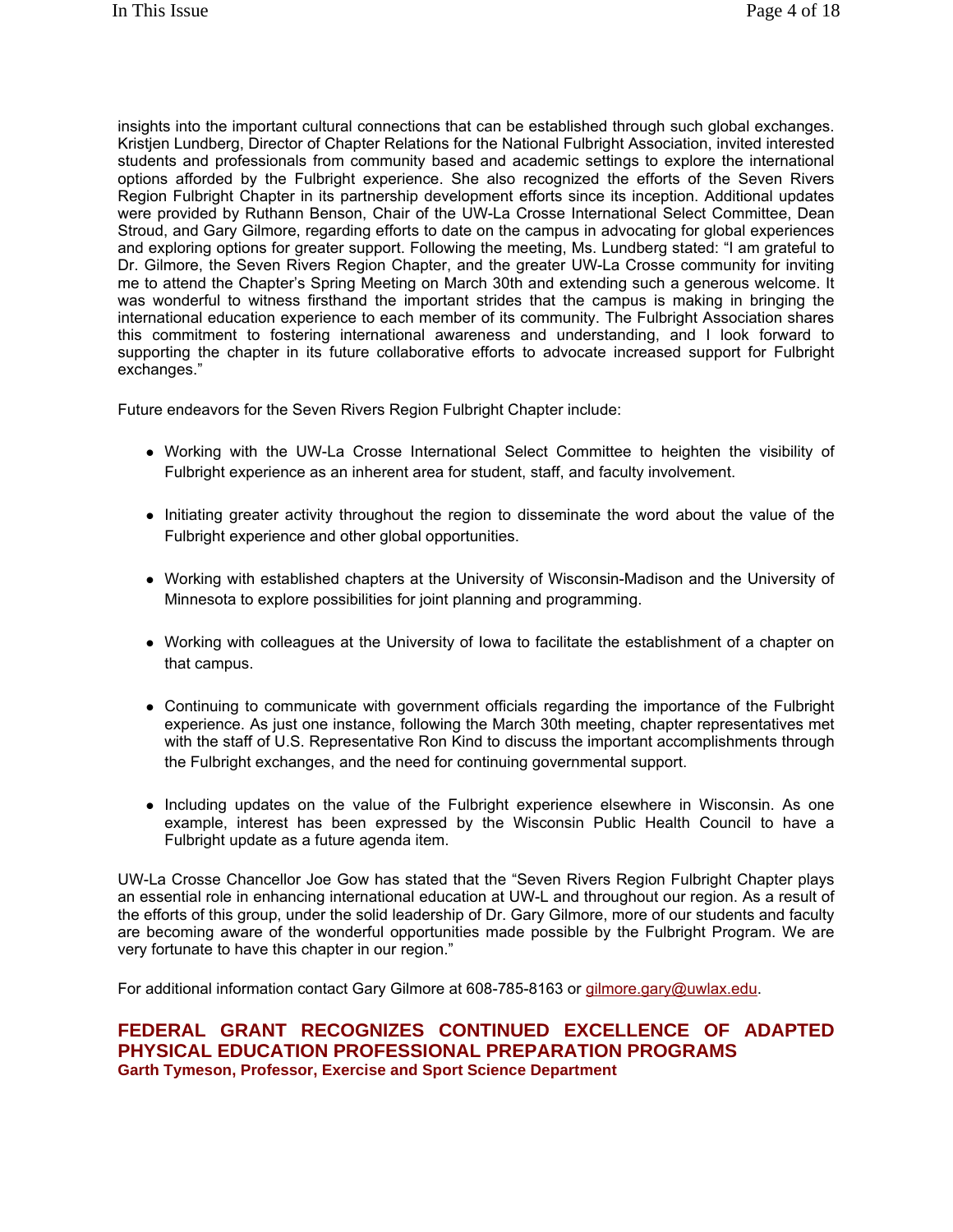insights into the important cultural connections that can be established through such global exchanges. Kristjen Lundberg, Director of Chapter Relations for the National Fulbright Association, invited interested students and professionals from community based and academic settings to explore the international options afforded by the Fulbright experience. She also recognized the efforts of the Seven Rivers Region Fulbright Chapter in its partnership development efforts since its inception. Additional updates were provided by Ruthann Benson, Chair of the UW-La Crosse International Select Committee, Dean Stroud, and Gary Gilmore, regarding efforts to date on the campus in advocating for global experiences and exploring options for greater support. Following the meeting, Ms. Lundberg stated: "I am grateful to Dr. Gilmore, the Seven Rivers Region Chapter, and the greater UW-La Crosse community for inviting me to attend the Chapter's Spring Meeting on March 30th and extending such a generous welcome. It was wonderful to witness firsthand the important strides that the campus is making in bringing the international education experience to each member of its community. The Fulbright Association shares this commitment to fostering international awareness and understanding, and I look forward to supporting the chapter in its future collaborative efforts to advocate increased support for Fulbright exchanges."

Future endeavors for the Seven Rivers Region Fulbright Chapter include:

- Working with the UW-La Crosse International Select Committee to heighten the visibility of Fulbright experience as an inherent area for student, staff, and faculty involvement.
- Initiating greater activity throughout the region to disseminate the word about the value of the Fulbright experience and other global opportunities.
- Working with established chapters at the University of Wisconsin-Madison and the University of Minnesota to explore possibilities for joint planning and programming.
- Working with colleagues at the University of Iowa to facilitate the establishment of a chapter on that campus.
- Continuing to communicate with government officials regarding the importance of the Fulbright experience. As just one instance, following the March 30th meeting, chapter representatives met with the staff of U.S. Representative Ron Kind to discuss the important accomplishments through the Fulbright exchanges, and the need for continuing governmental support.
- Including updates on the value of the Fulbright experience elsewhere in Wisconsin. As one example, interest has been expressed by the Wisconsin Public Health Council to have a Fulbright update as a future agenda item.

UW-La Crosse Chancellor Joe Gow has stated that the "Seven Rivers Region Fulbright Chapter plays an essential role in enhancing international education at UW-L and throughout our region. As a result of the efforts of this group, under the solid leadership of Dr. Gary Gilmore, more of our students and faculty are becoming aware of the wonderful opportunities made possible by the Fulbright Program. We are very fortunate to have this chapter in our region."

For additional information contact Gary Gilmore at 608-785-8163 or gilmore.gary@uwlax.edu.

## FEDERAL GRANT RECOGNIZES CONTINUED EXCELLENCE OF ADAPTED PHYSICAL EDUCATION PROFESSIONAL PREPARATION PROGRAMS

**Garth Tymeson, Professor, Exercise and Sport Science Department**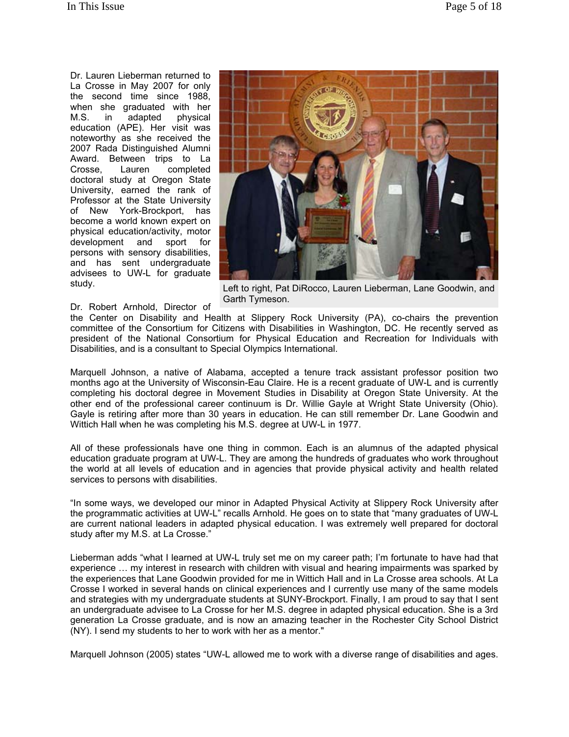Dr. Lauren Lieberman returned to La Crosse in May 2007 for only the second time since 1988, when she graduated with her M.S. in adapted physical education (APE). Her visit was noteworthy as she received the 2007 Rada Distinguished Alumni Award. Between trips to La Crosse, Lauren completed doctoral study at Oregon State University, earned the rank of Professor at the State University of New York-Brockport, has become a world known expert on physical education/activity, motor development and sport for persons with sensory disabilities, and has sent undergraduate advisees to UW-L for graduate study.

Left to right, Pat DiRocco, Lauren Lieberman, Lane Goodwin, and Garth Tymeson.

Dr. Robert Arnhold, Director of the Center on Disability and Health at Slippery Rock University (PA), co-chairs the prevention committee of the Consortium for Citizens with Disabilities in Washington, DC. He recently served as president of the National Consortium for Physical Education and Recreation for Individuals with Disabilities, and is a consultant to Special Olympics International.

Marquell Johnson, a native of Alabama, accepted a tenure track assistant professor position two months ago at the University of Wisconsin-Eau Claire. He is a recent graduate of UW-L and is currently completing his doctoral degree in Movement Studies in Disability at Oregon State University. At the other end of the professional career continuum is Dr. Willie Gayle at Wright State University (Ohio). Gayle is retiring after more than 30 years in education. He can still remember Dr. Lane Goodwin and Wittich Hall when he was completing his M.S. degree at UW-L in 1977.

All of these professionals have one thing in common. Each is an alumnus of the adapted physical education graduate program at UW-L. They are among the hundreds of graduates who work throughout the world at all levels of education and in agencies that provide physical activity and health related services to persons with disabilities.

"In some ways, we developed our minor in Adapted Physical Activity at Slippery Rock University after the programmatic activities at UW-L" recalls Arnhold. He goes on to state that "many graduates of UW-L are current national leaders in adapted physical education. I was extremely well prepared for doctoral study after my M.S. at La Crosse."

Lieberman adds "what I learned at UW-L truly set me on my career path; I'm fortunate to have had that experience … my interest in research with children with visual and hearing impairments was sparked by the experiences that Lane Goodwin provided for me in Wittich Hall and in La Crosse area schools. At La Crosse I worked in several hands on clinical experiences and I currently use many of the same models and strategies with my undergraduate students at SUNY-Brockport. Finally, I am proud to say that I sent an undergraduate advisee to La Crosse for her M.S. degree in adapted physical education. She is a 3rd generation La Crosse graduate, and is now an amazing teacher in the Rochester City School District (NY). I send my students to her to work with her as a mentor."

Marquell Johnson (2005) states "UW-L allowed me to work with a diverse range of disabilities and ages.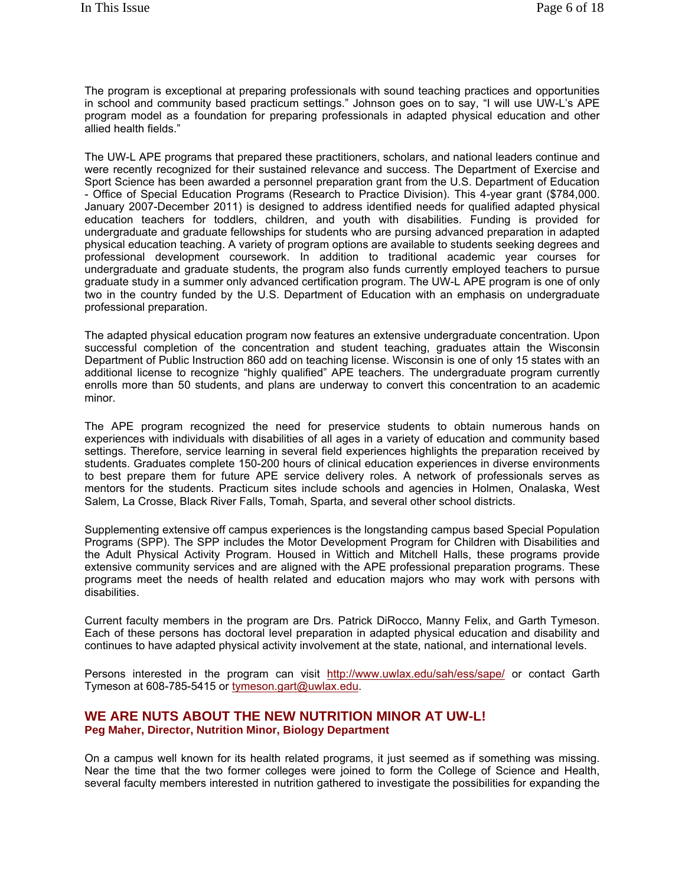The program is exceptional at preparing professionals with sound teaching practices and opportunities in school and community based practicum settings." Johnson goes on to say, "I will use UW-L's APE program model as a foundation for preparing professionals in adapted physical education and other allied health fields."

The UW-L APE programs that prepared these practitioners, scholars, and national leaders continue and were recently recognized for their sustained relevance and success. The Department of Exercise and Sport Science has been awarded a personnel preparation grant from the U.S. Department of Education - Office of Special Education Programs (Research to Practice Division). This 4-year grant ($784,000. January 2007-December 2011) is designed to address identified needs for qualified adapted physical education teachers for toddlers, children, and youth with disabilities. Funding is provided for undergraduate and graduate fellowships for students who are pursing advanced preparation in adapted physical education teaching. A variety of program options are available to students seeking degrees and professional development coursework. In addition to traditional academic year courses for undergraduate and graduate students, the program also funds currently employed teachers to pursue graduate study in a summer only advanced certification program. The UW-L APE program is one of only two in the country funded by the U.S. Department of Education with an emphasis on undergraduate professional preparation.

The adapted physical education program now features an extensive undergraduate concentration. Upon successful completion of the concentration and student teaching, graduates attain the Wisconsin Department of Public Instruction 860 add on teaching license. Wisconsin is one of only 15 states with an additional license to recognize "highly qualified" APE teachers. The undergraduate program currently enrolls more than 50 students, and plans are underway to convert this concentration to an academic minor.

The APE program recognized the need for preservice students to obtain numerous hands on experiences with individuals with disabilities of all ages in a variety of education and community based settings. Therefore, service learning in several field experiences highlights the preparation received by students. Graduates complete 150-200 hours of clinical education experiences in diverse environments to best prepare them for future APE service delivery roles. A network of professionals serves as mentors for the students. Practicum sites include schools and agencies in Holmen, Onalaska, West Salem, La Crosse, Black River Falls, Tomah, Sparta, and several other school districts.

Supplementing extensive off campus experiences is the longstanding campus based Special Population Programs (SPP). The SPP includes the Motor Development Program for Children with Disabilities and the Adult Physical Activity Program. Housed in Wittich and Mitchell Halls, these programs provide extensive community services and are aligned with the APE professional preparation programs. These programs meet the needs of health related and education majors who may work with persons with disabilities.

Current faculty members in the program are Drs. Patrick DiRocco, Manny Felix, and Garth Tymeson. Each of these persons has doctoral level preparation in adapted physical education and disability and continues to have adapted physical activity involvement at the state, national, and international levels.

Persons interested in the program can visit http://www.uwlax.edu/sah/ess/sape/ or contact Garth Tymeson at 608-785-5415 or tymeson.gart@uwlax.edu.

## WE ARE NUTS ABOUT THE NEW NUTRITION MINOR AT UW-L!

**Peg Maher, Director, Nutrition Minor, Biology Department**

On a campus well known for its health related programs, it just seemed as if something was missing. Near the time that the two former colleges were joined to form the College of Science and Health, several faculty members interested in nutrition gathered to investigate the possibilities for expanding the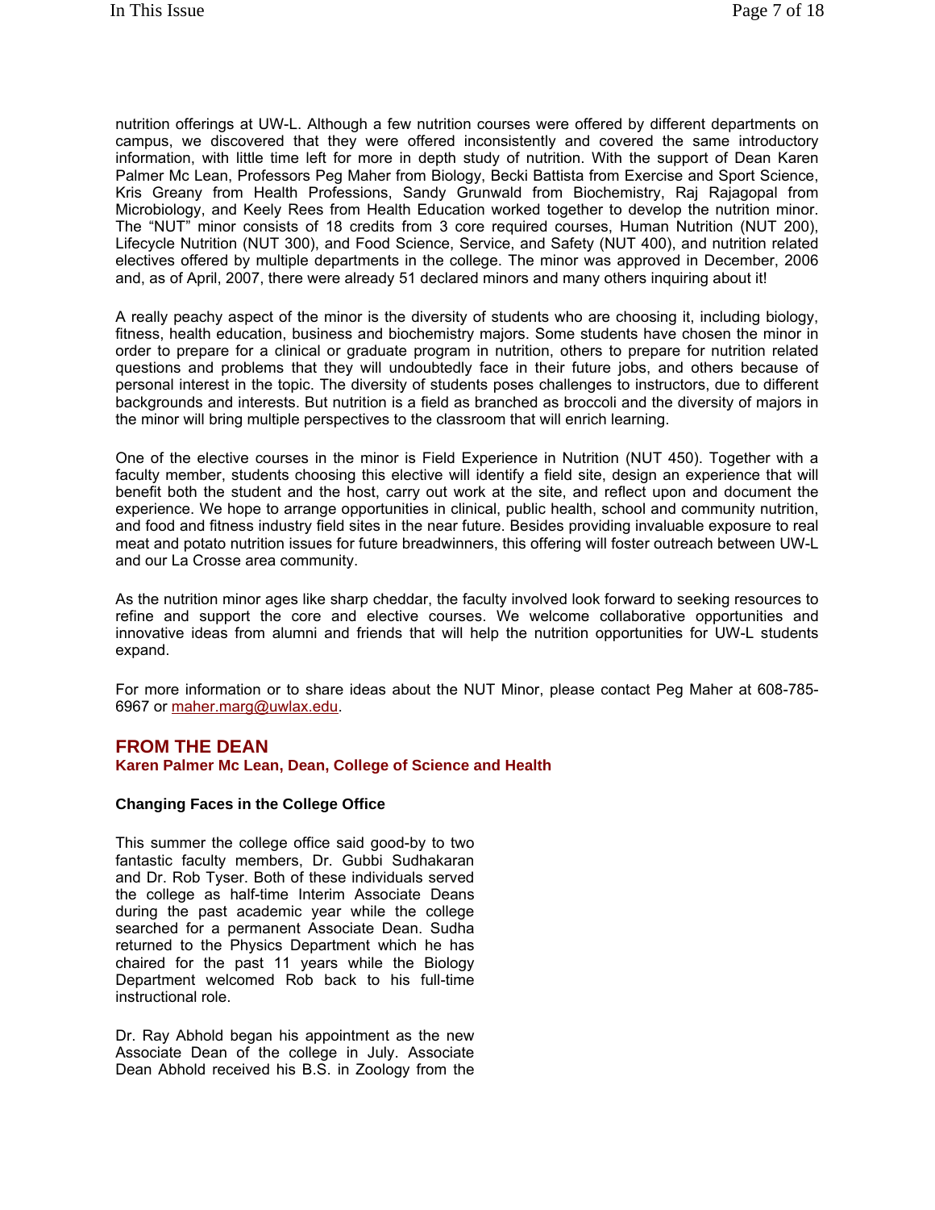nutrition offerings at UW-L. Although a few nutrition courses were offered by different departments on campus, we discovered that they were offered inconsistently and covered the same introductory information, with little time left for more in depth study of nutrition. With the support of Dean Karen Palmer Mc Lean, Professors Peg Maher from Biology, Becki Battista from Exercise and Sport Science, Kris Greany from Health Professions, Sandy Grunwald from Biochemistry, Raj Rajagopal from Microbiology, and Keely Rees from Health Education worked together to develop the nutrition minor. The "NUT" minor consists of 18 credits from 3 core required courses, Human Nutrition (NUT 200), Lifecycle Nutrition (NUT 300), and Food Science, Service, and Safety (NUT 400), and nutrition related electives offered by multiple departments in the college. The minor was approved in December, 2006 and, as of April, 2007, there were already 51 declared minors and many others inquiring about it!

A really peachy aspect of the minor is the diversity of students who are choosing it, including biology, fitness, health education, business and biochemistry majors. Some students have chosen the minor in order to prepare for a clinical or graduate program in nutrition, others to prepare for nutrition related questions and problems that they will undoubtedly face in their future jobs, and others because of personal interest in the topic. The diversity of students poses challenges to instructors, due to different backgrounds and interests. But nutrition is a field as branched as broccoli and the diversity of majors in the minor will bring multiple perspectives to the classroom that will enrich learning.

One of the elective courses in the minor is Field Experience in Nutrition (NUT 450). Together with a faculty member, students choosing this elective will identify a field site, design an experience that will benefit both the student and the host, carry out work at the site, and reflect upon and document the experience. We hope to arrange opportunities in clinical, public health, school and community nutrition, and food and fitness industry field sites in the near future. Besides providing invaluable exposure to real meat and potato nutrition issues for future breadwinners, this offering will foster outreach between UW-L and our La Crosse area community.

As the nutrition minor ages like sharp cheddar, the faculty involved look forward to seeking resources to refine and support the core and elective courses. We welcome collaborative opportunities and innovative ideas from alumni and friends that will help the nutrition opportunities for UW-L students expand.

For more information or to share ideas about the NUT Minor, please contact Peg Maher at 608-785-6967 or maher.marg@uwlax.edu.

## FROM THE DEAN

**Karen Palmer Mc Lean, Dean, College of Science and Health**

### Changing Faces in the College Office

This summer the college office said good-by to two fantastic faculty members, Dr. Gubbi Sudhakaran and Dr. Rob Tyser. Both of these individuals served the college as half-time Interim Associate Deans during the past academic year while the college searched for a permanent Associate Dean. Sudha returned to the Physics Department which he has chaired for the past 11 years while the Biology Department welcomed Rob back to his full-time instructional role.

Dr. Ray Abhold began his appointment as the new Associate Dean of the college in July. Associate Dean Abhold received his B.S. in Zoology from the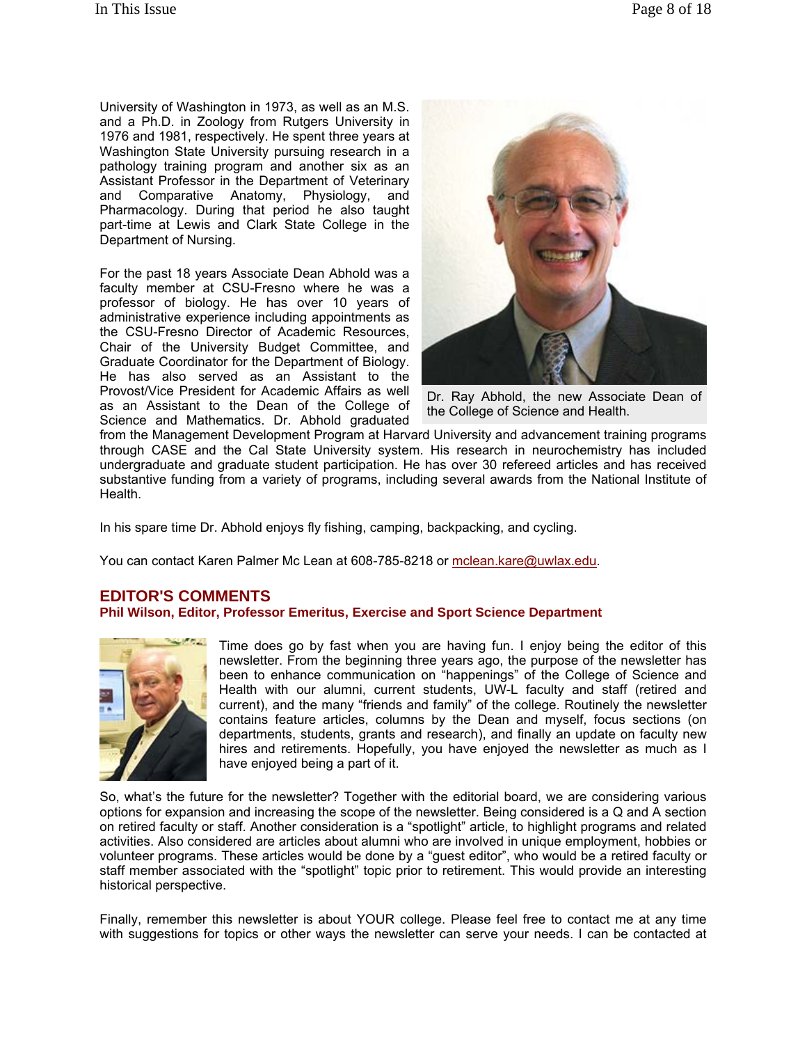University of Washington in 1973, as well as an M.S. and a Ph.D. in Zoology from Rutgers University in 1976 and 1981, respectively. He spent three years at Washington State University pursuing research in a pathology training program and another six as an Assistant Professor in the Department of Veterinary and Comparative Anatomy, Physiology, and Pharmacology. During that period he also taught part-time at Lewis and Clark State College in the Department of Nursing.

Dr. Ray Abhold, the new Associate Dean of the College of Science and Health.

For the past 18 years Associate Dean Abhold was a faculty member at CSU-Fresno where he was a professor of biology. He has over 10 years of administrative experience including appointments as the CSU-Fresno Director of Academic Resources, Chair of the University Budget Committee, and Graduate Coordinator for the Department of Biology. He has also served as an Assistant to the Provost/Vice President for Academic Affairs as well as an Assistant to the Dean of the College of Science and Mathematics. Dr. Abhold graduated from the Management Development Program at Harvard University and advancement training programs through CASE and the Cal State University system. His research in neurochemistry has included undergraduate and graduate student participation. He has over 30 refereed articles and has received substantive funding from a variety of programs, including several awards from the National Institute of Health.

In his spare time Dr. Abhold enjoys fly fishing, camping, backpacking, and cycling.

You can contact Karen Palmer Mc Lean at 608-785-8218 or mclean.kare@uwlax.edu.

## EDITOR'S COMMENTS

**Phil Wilson, Editor, Professor Emeritus, Exercise and Sport Science Department**

Time does go by fast when you are having fun. I enjoy being the editor of this newsletter. From the beginning three years ago, the purpose of the newsletter has been to enhance communication on "happenings" of the College of Science and Health with our alumni, current students, UW-L faculty and staff (retired and current), and the many "friends and family" of the college. Routinely the newsletter contains feature articles, columns by the Dean and myself, focus sections (on departments, students, grants and research), and finally an update on faculty new hires and retirements. Hopefully, you have enjoyed the newsletter as much as I have enjoyed being a part of it.

So, what's the future for the newsletter? Together with the editorial board, we are considering various options for expansion and increasing the scope of the newsletter. Being considered is a Q and A section on retired faculty or staff. Another consideration is a "spotlight" article, to highlight programs and related activities. Also considered are articles about alumni who are involved in unique employment, hobbies or volunteer programs. These articles would be done by a "guest editor", who would be a retired faculty or staff member associated with the "spotlight" topic prior to retirement. This would provide an interesting historical perspective.

Finally, remember this newsletter is about YOUR college. Please feel free to contact me at any time with suggestions for topics or other ways the newsletter can serve your needs. I can be contacted at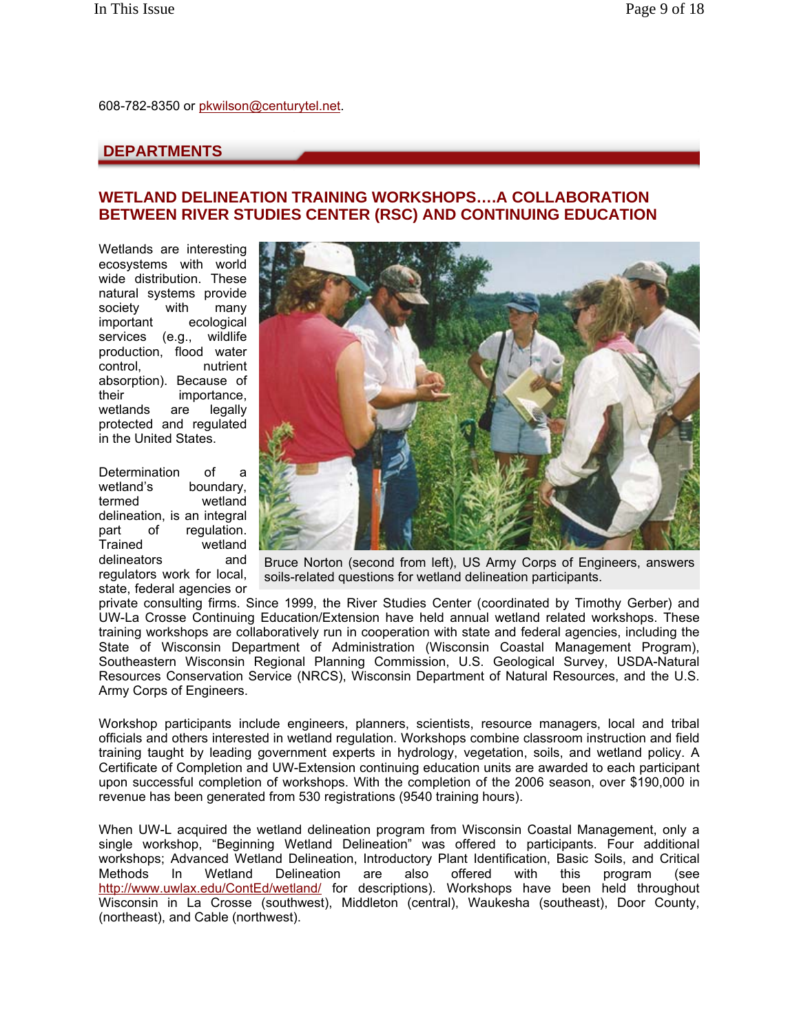608-782-8350 or pkwilson@centurytel.net.

## DEPARTMENTS

### WETLAND DELINEATION TRAINING WORKSHOPS….A COLLABORATION BETWEEN RIVER STUDIES CENTER (RSC) AND CONTINUING EDUCATION

Bruce Norton (second from left), US Army Corps of Engineers, answers soils-related questions for wetland delineation participants.

Wetlands are interesting ecosystems with world wide distribution. These natural systems provide society with many important ecological services (e.g., wildlife production, flood water control, nutrient absorption). Because of their importance, wetlands are legally protected and regulated in the United States.

Determination of a wetland's boundary, termed wetland delineation, is an integral part of regulation. Trained wetland delineators and regulators work for local, state, federal agencies or private consulting firms. Since 1999, the River Studies Center (coordinated by Timothy Gerber) and UW-La Crosse Continuing Education/Extension have held annual wetland related workshops. These training workshops are collaboratively run in cooperation with state and federal agencies, including the State of Wisconsin Department of Administration (Wisconsin Coastal Management Program), Southeastern Wisconsin Regional Planning Commission, U.S. Geological Survey, USDA-Natural Resources Conservation Service (NRCS), Wisconsin Department of Natural Resources, and the U.S. Army Corps of Engineers.

Workshop participants include engineers, planners, scientists, resource managers, local and tribal officials and others interested in wetland regulation. Workshops combine classroom instruction and field training taught by leading government experts in hydrology, vegetation, soils, and wetland policy. A Certificate of Completion and UW-Extension continuing education units are awarded to each participant upon successful completion of workshops. With the completion of the 2006 season, over $190,000 in revenue has been generated from 530 registrations (9540 training hours).

When UW-L acquired the wetland delineation program from Wisconsin Coastal Management, only a single workshop, "Beginning Wetland Delineation" was offered to participants. Four additional workshops; Advanced Wetland Delineation, Introductory Plant Identification, Basic Soils, and Critical Methods In Wetland Delineation are also offered with this program (see http://www.uwlax.edu/ContEd/wetland/ for descriptions). Workshops have been held throughout Wisconsin in La Crosse (southwest), Middleton (central), Waukesha (southeast), Door County, (northeast), and Cable (northwest).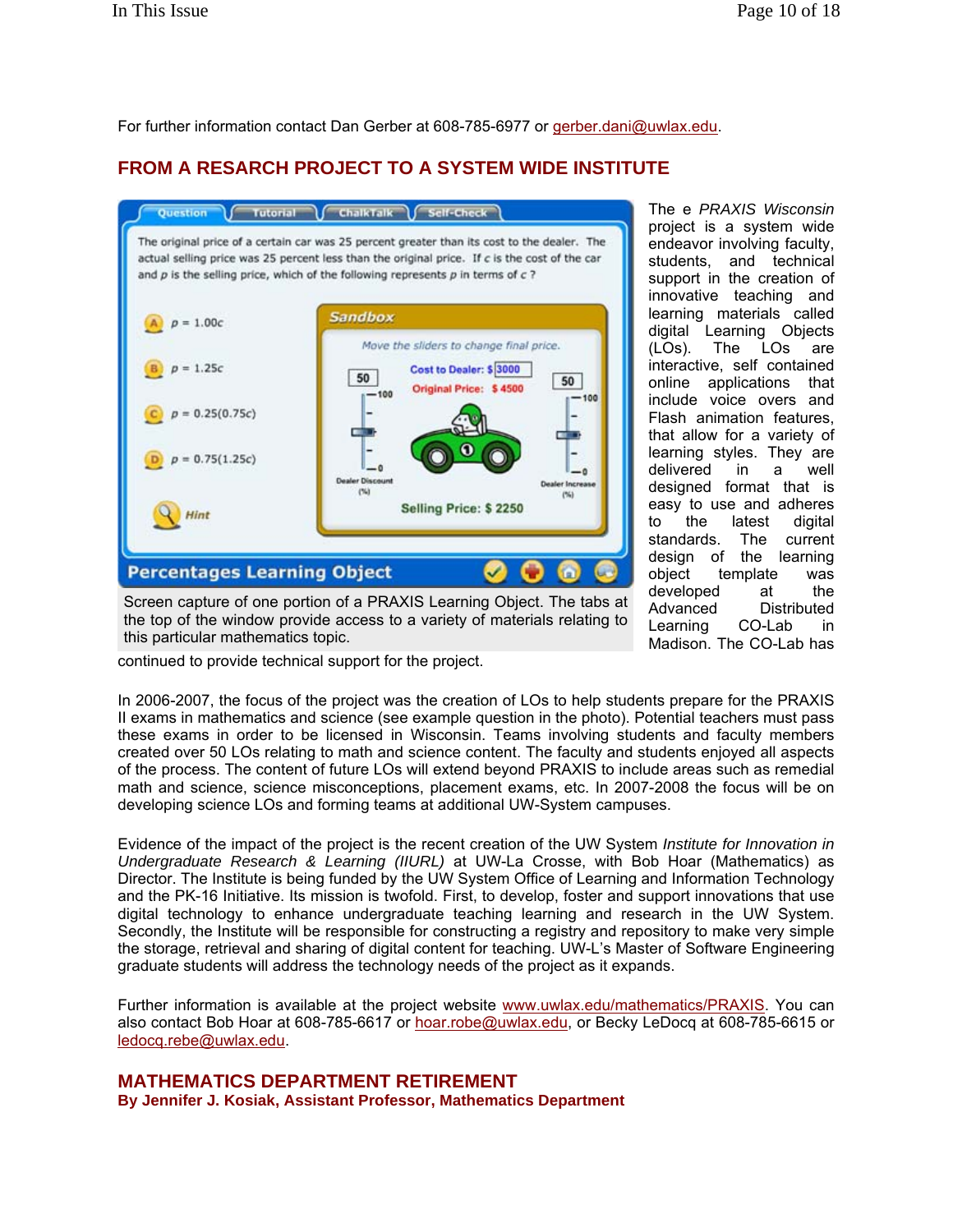For further information contact Dan Gerber at 608-785-6977 or gerber.dani@uwlax.edu.

## FROM A RESARCH PROJECT TO A SYSTEM WIDE INSTITUTE

Screen capture of one portion of a PRAXIS Learning Object. The tabs at the top of the window provide access to a variety of materials relating to this particular mathematics topic.

The e *PRAXIS Wisconsin* project is a system wide endeavor involving faculty, students, and technical support in the creation of innovative teaching and learning materials called digital Learning Objects (LOs). The LOs are interactive, self contained online applications that include voice overs and Flash animation features, that allow for a variety of learning styles. They are delivered in a well designed format that is easy to use and adheres to the latest digital standards. The current design of the learning object template was developed at the Advanced Distributed Learning CO-Lab in Madison. The CO-Lab has continued to provide technical support for the project.

In 2006-2007, the focus of the project was the creation of LOs to help students prepare for the PRAXIS II exams in mathematics and science (see example question in the photo). Potential teachers must pass these exams in order to be licensed in Wisconsin. Teams involving students and faculty members created over 50 LOs relating to math and science content. The faculty and students enjoyed all aspects of the process. The content of future LOs will extend beyond PRAXIS to include areas such as remedial math and science, science misconceptions, placement exams, etc. In 2007-2008 the focus will be on developing science LOs and forming teams at additional UW-System campuses.

Evidence of the impact of the project is the recent creation of the UW System *Institute for Innovation in Undergraduate Research & Learning (IIURL)* at UW-La Crosse, with Bob Hoar (Mathematics) as Director. The Institute is being funded by the UW System Office of Learning and Information Technology and the PK-16 Initiative. Its mission is twofold. First, to develop, foster and support innovations that use digital technology to enhance undergraduate teaching learning and research in the UW System. Secondly, the Institute will be responsible for constructing a registry and repository to make very simple the storage, retrieval and sharing of digital content for teaching. UW-L's Master of Software Engineering graduate students will address the technology needs of the project as it expands.

Further information is available at the project website www.uwlax.edu/mathematics/PRAXIS. You can also contact Bob Hoar at 608-785-6617 or hoar.robe@uwlax.edu, or Becky LeDocq at 608-785-6615 or ledocq.rebe@uwlax.edu.

## MATHEMATICS DEPARTMENT RETIREMENT

**By Jennifer J. Kosiak, Assistant Professor, Mathematics Department**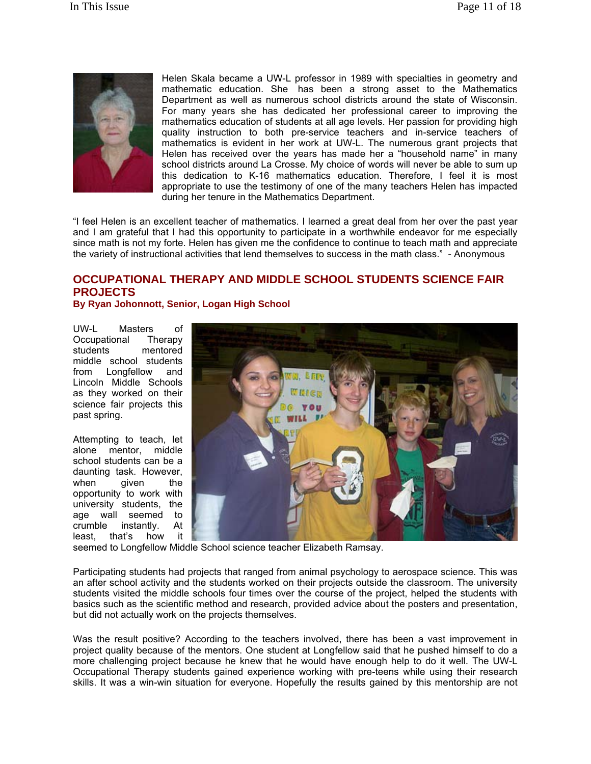Helen Skala became a UW-L professor in 1989 with specialties in geometry and mathematic education. She has been a strong asset to the Mathematics Department as well as numerous school districts around the state of Wisconsin. For many years she has dedicated her professional career to improving the mathematics education of students at all age levels. Her passion for providing high quality instruction to both pre-service teachers and in-service teachers of mathematics is evident in her work at UW-L. The numerous grant projects that Helen has received over the years has made her a "household name" in many school districts around La Crosse. My choice of words will never be able to sum up this dedication to K-16 mathematics education. Therefore, I feel it is most appropriate to use the testimony of one of the many teachers Helen has impacted during her tenure in the Mathematics Department.

"I feel Helen is an excellent teacher of mathematics. I learned a great deal from her over the past year and I am grateful that I had this opportunity to participate in a worthwhile endeavor for me especially since math is not my forte. Helen has given me the confidence to continue to teach math and appreciate the variety of instructional activities that lend themselves to success in the math class." - Anonymous

## OCCUPATIONAL THERAPY AND MIDDLE SCHOOL STUDENTS SCIENCE FAIR PROJECTS

**By Ryan Johonnott, Senior, Logan High School**

UW-L Masters of Occupational Therapy students mentored middle school students from Longfellow and Lincoln Middle Schools as they worked on their science fair projects this past spring.

Attempting to teach, let alone mentor, middle school students can be a daunting task. However, when given the opportunity to work with university students, the age wall seemed to crumble instantly. At least, that's how it seemed to Longfellow Middle School science teacher Elizabeth Ramsay.

Participating students had projects that ranged from animal psychology to aerospace science. This was an after school activity and the students worked on their projects outside the classroom. The university students visited the middle schools four times over the course of the project, helped the students with basics such as the scientific method and research, provided advice about the posters and presentation, but did not actually work on the projects themselves.

Was the result positive? According to the teachers involved, there has been a vast improvement in project quality because of the mentors. One student at Longfellow said that he pushed himself to do a more challenging project because he knew that he would have enough help to do it well. The UW-L Occupational Therapy students gained experience working with pre-teens while using their research skills. It was a win-win situation for everyone. Hopefully the results gained by this mentorship are not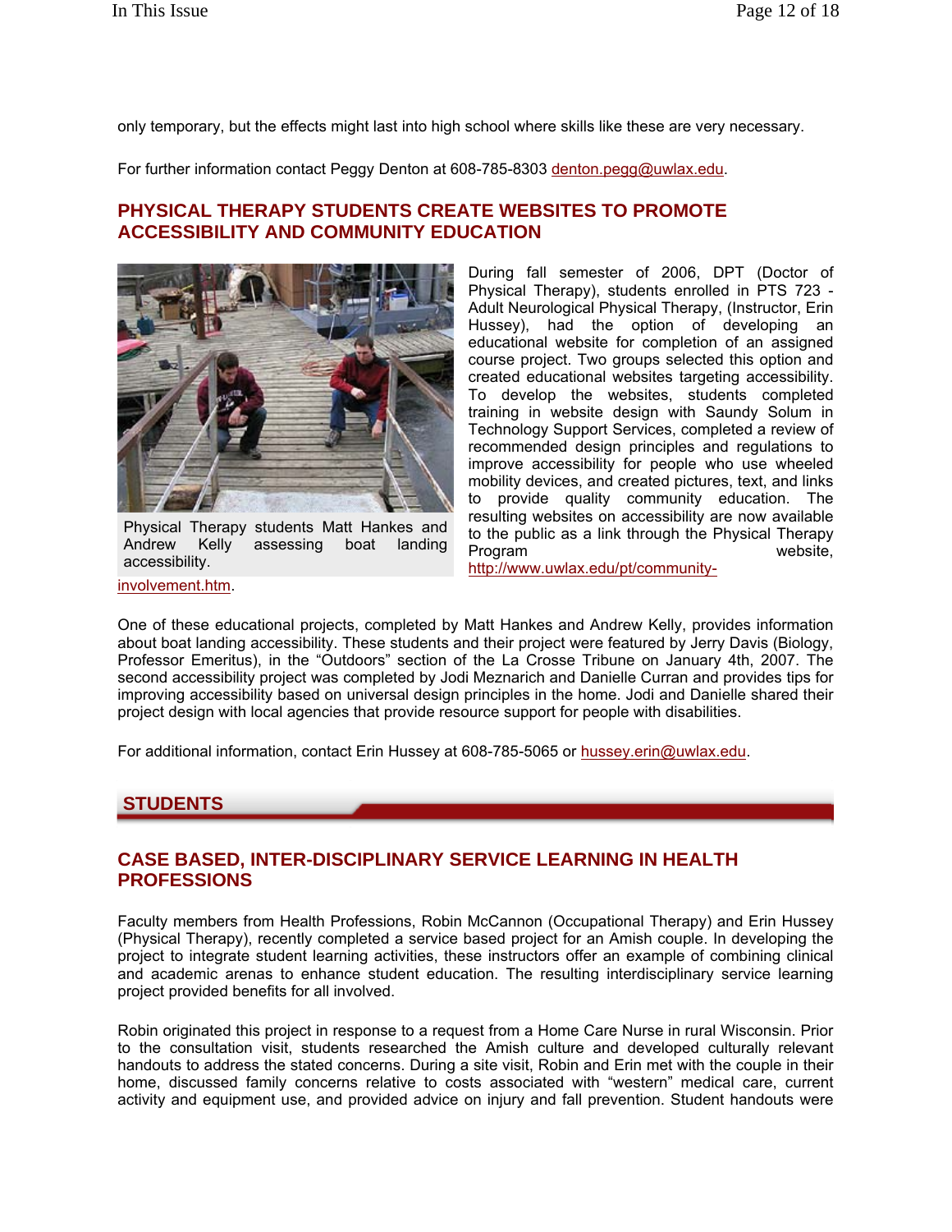only temporary, but the effects might last into high school where skills like these are very necessary.

For further information contact Peggy Denton at 608-785-8303 denton.pegg@uwlax.edu.

## PHYSICAL THERAPY STUDENTS CREATE WEBSITES TO PROMOTE ACCESSIBILITY AND COMMUNITY EDUCATION

Physical Therapy students Matt Hankes and Andrew Kelly assessing boat landing accessibility.

During fall semester of 2006, DPT (Doctor of Physical Therapy), students enrolled in PTS 723 - Adult Neurological Physical Therapy, (Instructor, Erin Hussey), had the option of developing an educational website for completion of an assigned course project. Two groups selected this option and created educational websites targeting accessibility. To develop the websites, students completed training in website design with Saundy Solum in Technology Support Services, completed a review of recommended design principles and regulations to improve accessibility for people who use wheeled mobility devices, and created pictures, text, and links to provide quality community education. The resulting websites on accessibility are now available to the public as a link through the Physical Therapy Program website, http://www.uwlax.edu/pt/community-involvement.htm.

One of these educational projects, completed by Matt Hankes and Andrew Kelly, provides information about boat landing accessibility. These students and their project were featured by Jerry Davis (Biology, Professor Emeritus), in the "Outdoors" section of the La Crosse Tribune on January 4th, 2007. The second accessibility project was completed by Jodi Meznarich and Danielle Curran and provides tips for improving accessibility based on universal design principles in the home. Jodi and Danielle shared their project design with local agencies that provide resource support for people with disabilities.

For additional information, contact Erin Hussey at 608-785-5065 or hussey.erin@uwlax.edu.

# STUDENTS

## CASE BASED, INTER-DISCIPLINARY SERVICE LEARNING IN HEALTH PROFESSIONS

Faculty members from Health Professions, Robin McCannon (Occupational Therapy) and Erin Hussey (Physical Therapy), recently completed a service based project for an Amish couple. In developing the project to integrate student learning activities, these instructors offer an example of combining clinical and academic arenas to enhance student education. The resulting interdisciplinary service learning project provided benefits for all involved.

Robin originated this project in response to a request from a Home Care Nurse in rural Wisconsin. Prior to the consultation visit, students researched the Amish culture and developed culturally relevant handouts to address the stated concerns. During a site visit, Robin and Erin met with the couple in their home, discussed family concerns relative to costs associated with "western" medical care, current activity and equipment use, and provided advice on injury and fall prevention. Student handouts were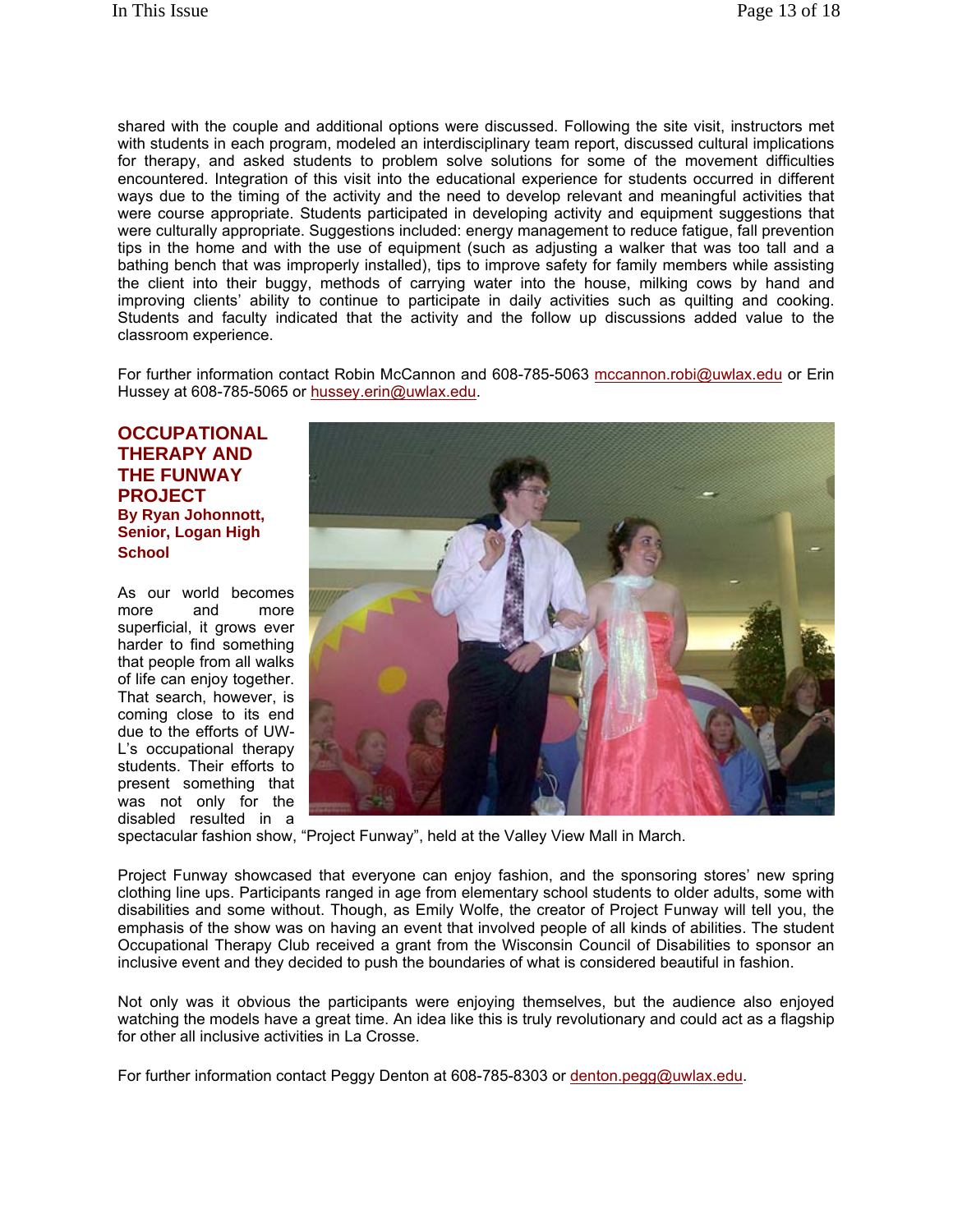shared with the couple and additional options were discussed. Following the site visit, instructors met with students in each program, modeled an interdisciplinary team report, discussed cultural implications for therapy, and asked students to problem solve solutions for some of the movement difficulties encountered. Integration of this visit into the educational experience for students occurred in different ways due to the timing of the activity and the need to develop relevant and meaningful activities that were course appropriate. Students participated in developing activity and equipment suggestions that were culturally appropriate. Suggestions included: energy management to reduce fatigue, fall prevention tips in the home and with the use of equipment (such as adjusting a walker that was too tall and a bathing bench that was improperly installed), tips to improve safety for family members while assisting the client into their buggy, methods of carrying water into the house, milking cows by hand and improving clients' ability to continue to participate in daily activities such as quilting and cooking. Students and faculty indicated that the activity and the follow up discussions added value to the classroom experience.

For further information contact Robin McCannon and 608-785-5063 mccannon.robi@uwlax.edu or Erin Hussey at 608-785-5065 or hussey.erin@uwlax.edu.

## OCCUPATIONAL THERAPY AND THE FUNWAY PROJECT

**By Ryan Johonnott, Senior, Logan High School**

As our world becomes more and more superficial, it grows ever harder to find something that people from all walks of life can enjoy together. That search, however, is coming close to its end due to the efforts of UW-L's occupational therapy students. Their efforts to present something that was not only for the disabled resulted in a spectacular fashion show, "Project Funway", held at the Valley View Mall in March.

Project Funway showcased that everyone can enjoy fashion, and the sponsoring stores' new spring clothing line ups. Participants ranged in age from elementary school students to older adults, some with disabilities and some without. Though, as Emily Wolfe, the creator of Project Funway will tell you, the emphasis of the show was on having an event that involved people of all kinds of abilities. The student Occupational Therapy Club received a grant from the Wisconsin Council of Disabilities to sponsor an inclusive event and they decided to push the boundaries of what is considered beautiful in fashion.

Not only was it obvious the participants were enjoying themselves, but the audience also enjoyed watching the models have a great time. An idea like this is truly revolutionary and could act as a flagship for other all inclusive activities in La Crosse.

For further information contact Peggy Denton at 608-785-8303 or denton.pegg@uwlax.edu.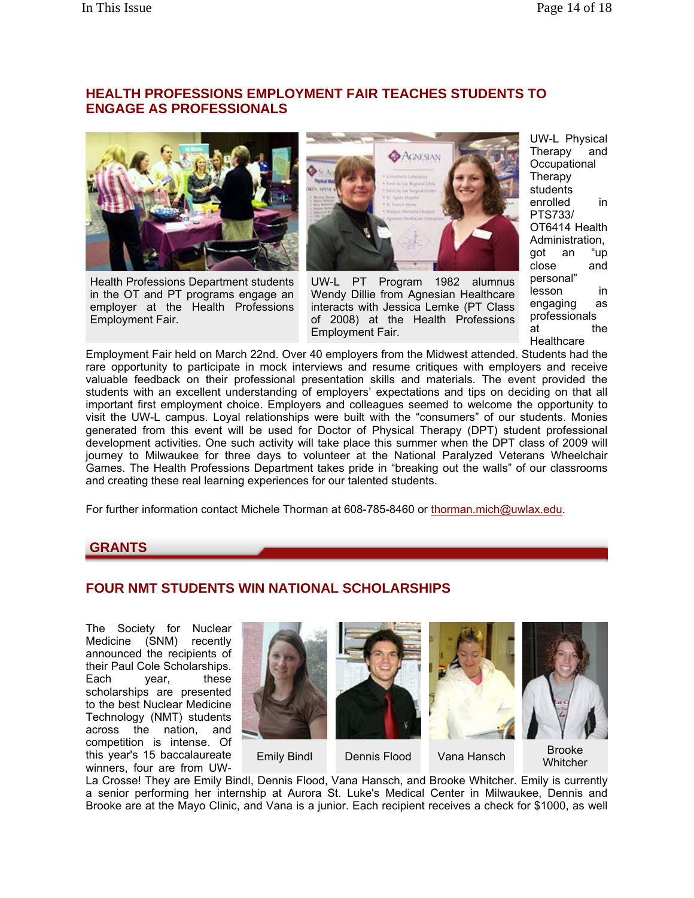## HEALTH PROFESSIONS EMPLOYMENT FAIR TEACHES STUDENTS TO ENGAGE AS PROFESSIONALS

Health Professions Department students in the OT and PT programs engage an employer at the Health Professions Employment Fair.

UW-L PT Program 1982 alumnus Wendy Dillie from Agnesian Healthcare interacts with Jessica Lemke (PT Class of 2008) at the Health Professions Employment Fair.

UW-L Physical Therapy and Occupational Therapy students enrolled in PTS733/ OT6414 Health Administration, got an "up close and personal" lesson in engaging as professionals at the Healthcare Employment Fair held on March 22nd. Over 40 employers from the Midwest attended. Students had the rare opportunity to participate in mock interviews and resume critiques with employers and receive valuable feedback on their professional presentation skills and materials. The event provided the students with an excellent understanding of employers' expectations and tips on deciding on that all important first employment choice. Employers and colleagues seemed to welcome the opportunity to visit the UW-L campus. Loyal relationships were built with the "consumers" of our students. Monies generated from this event will be used for Doctor of Physical Therapy (DPT) student professional development activities. One such activity will take place this summer when the DPT class of 2009 will journey to Milwaukee for three days to volunteer at the National Paralyzed Veterans Wheelchair Games. The Health Professions Department takes pride in "breaking out the walls" of our classrooms and creating these real learning experiences for our talented students.

For further information contact Michele Thorman at 608-785-8460 or thorman.mich@uwlax.edu.

# GRANTS

## FOUR NMT STUDENTS WIN NATIONAL SCHOLARSHIPS

Emily Bindl | Dennis Flood | Vana Hansch | Brooke Whitcher

The Society for Nuclear Medicine (SNM) recently announced the recipients of their Paul Cole Scholarships. Each year, these scholarships are presented to the best Nuclear Medicine Technology (NMT) students across the nation, and competition is intense. Of this year's 15 baccalaureate winners, four are from UW-La Crosse! They are Emily Bindl, Dennis Flood, Vana Hansch, and Brooke Whitcher. Emily is currently a senior performing her internship at Aurora St. Luke's Medical Center in Milwaukee, Dennis and Brooke are at the Mayo Clinic, and Vana is a junior. Each recipient receives a check for $1000, as well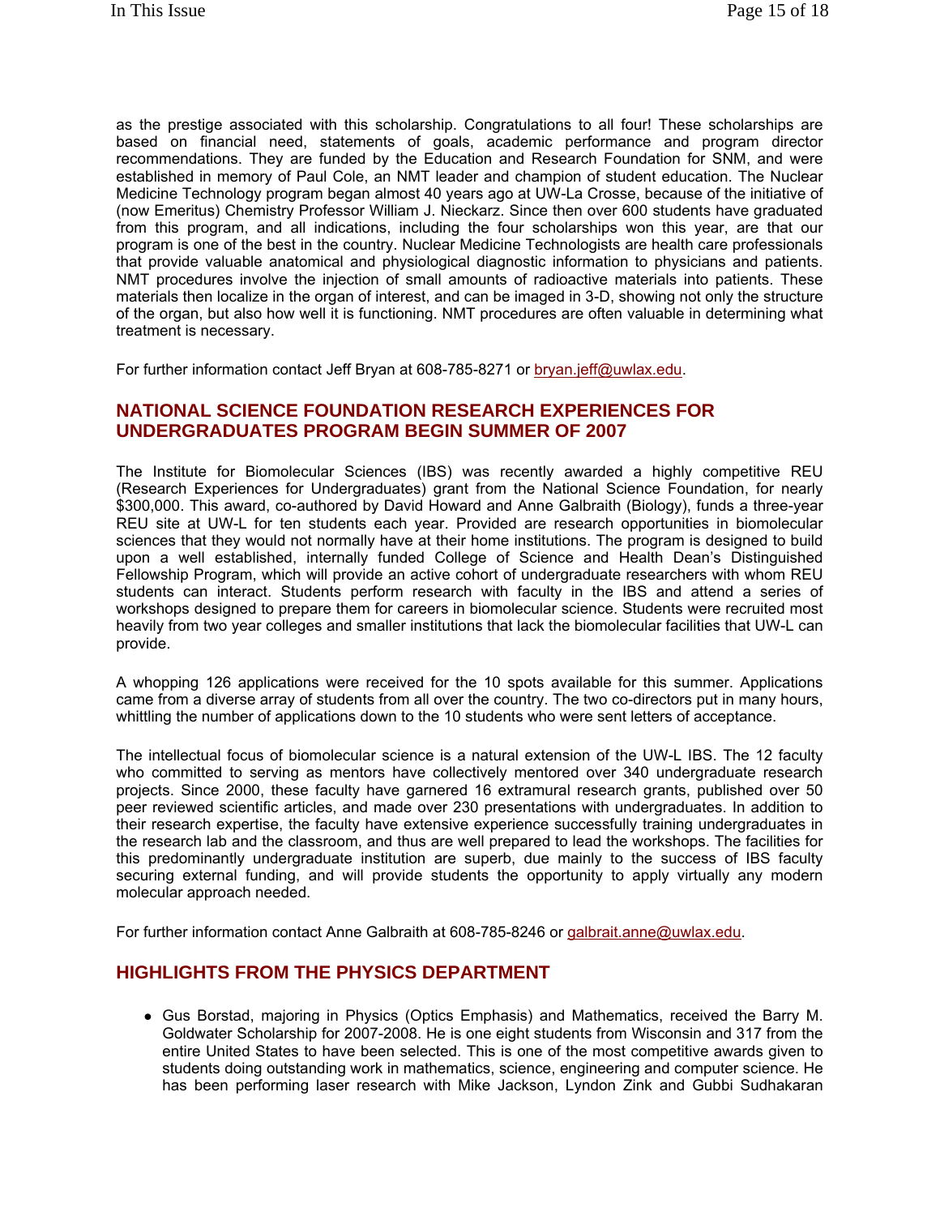as the prestige associated with this scholarship. Congratulations to all four! These scholarships are based on financial need, statements of goals, academic performance and program director recommendations. They are funded by the Education and Research Foundation for SNM, and were established in memory of Paul Cole, an NMT leader and champion of student education. The Nuclear Medicine Technology program began almost 40 years ago at UW-La Crosse, because of the initiative of (now Emeritus) Chemistry Professor William J. Nieckarz. Since then over 600 students have graduated from this program, and all indications, including the four scholarships won this year, are that our program is one of the best in the country. Nuclear Medicine Technologists are health care professionals that provide valuable anatomical and physiological diagnostic information to physicians and patients. NMT procedures involve the injection of small amounts of radioactive materials into patients. These materials then localize in the organ of interest, and can be imaged in 3-D, showing not only the structure of the organ, but also how well it is functioning. NMT procedures are often valuable in determining what treatment is necessary.

For further information contact Jeff Bryan at 608-785-8271 or bryan.jeff@uwlax.edu.

## NATIONAL SCIENCE FOUNDATION RESEARCH EXPERIENCES FOR UNDERGRADUATES PROGRAM BEGIN SUMMER OF 2007

The Institute for Biomolecular Sciences (IBS) was recently awarded a highly competitive REU (Research Experiences for Undergraduates) grant from the National Science Foundation, for nearly $300,000. This award, co-authored by David Howard and Anne Galbraith (Biology), funds a three-year REU site at UW-L for ten students each year. Provided are research opportunities in biomolecular sciences that they would not normally have at their home institutions. The program is designed to build upon a well established, internally funded College of Science and Health Dean's Distinguished Fellowship Program, which will provide an active cohort of undergraduate researchers with whom REU students can interact. Students perform research with faculty in the IBS and attend a series of workshops designed to prepare them for careers in biomolecular science. Students were recruited most heavily from two year colleges and smaller institutions that lack the biomolecular facilities that UW-L can provide.

A whopping 126 applications were received for the 10 spots available for this summer. Applications came from a diverse array of students from all over the country. The two co-directors put in many hours, whittling the number of applications down to the 10 students who were sent letters of acceptance.

The intellectual focus of biomolecular science is a natural extension of the UW-L IBS. The 12 faculty who committed to serving as mentors have collectively mentored over 340 undergraduate research projects. Since 2000, these faculty have garnered 16 extramural research grants, published over 50 peer reviewed scientific articles, and made over 230 presentations with undergraduates. In addition to their research expertise, the faculty have extensive experience successfully training undergraduates in the research lab and the classroom, and thus are well prepared to lead the workshops. The facilities for this predominantly undergraduate institution are superb, due mainly to the success of IBS faculty securing external funding, and will provide students the opportunity to apply virtually any modern molecular approach needed.

For further information contact Anne Galbraith at 608-785-8246 or galbrait.anne@uwlax.edu.

## HIGHLIGHTS FROM THE PHYSICS DEPARTMENT

- Gus Borstad, majoring in Physics (Optics Emphasis) and Mathematics, received the Barry M. Goldwater Scholarship for 2007-2008. He is one eight students from Wisconsin and 317 from the entire United States to have been selected. This is one of the most competitive awards given to students doing outstanding work in mathematics, science, engineering and computer science. He has been performing laser research with Mike Jackson, Lyndon Zink and Gubbi Sudhakaran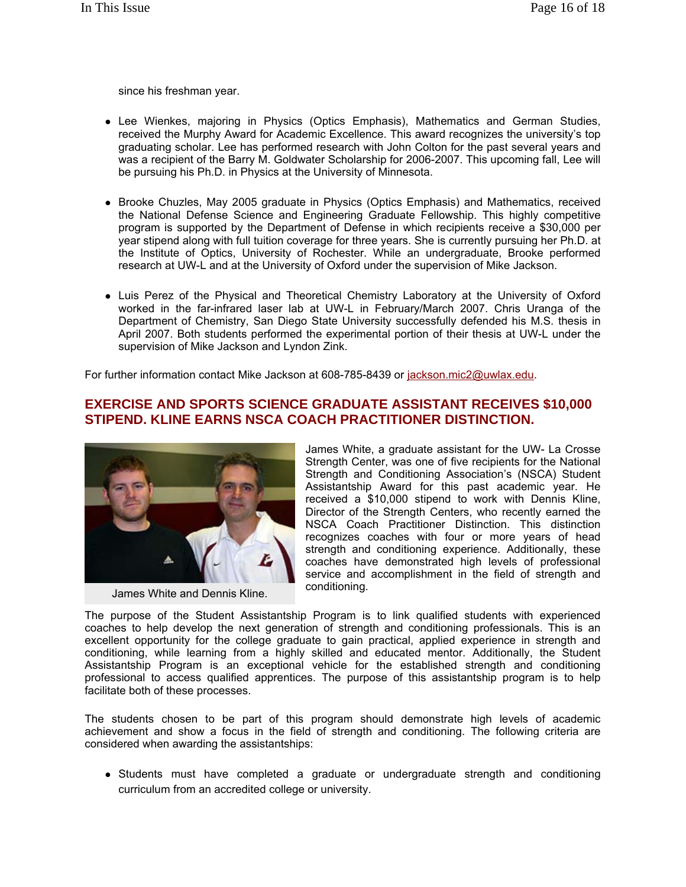since his freshman year.

- Lee Wienkes, majoring in Physics (Optics Emphasis), Mathematics and German Studies, received the Murphy Award for Academic Excellence. This award recognizes the university's top graduating scholar. Lee has performed research with John Colton for the past several years and was a recipient of the Barry M. Goldwater Scholarship for 2006-2007. This upcoming fall, Lee will be pursuing his Ph.D. in Physics at the University of Minnesota.

- Brooke Chuzles, May 2005 graduate in Physics (Optics Emphasis) and Mathematics, received the National Defense Science and Engineering Graduate Fellowship. This highly competitive program is supported by the Department of Defense in which recipients receive a $30,000 per year stipend along with full tuition coverage for three years. She is currently pursuing her Ph.D. at the Institute of Optics, University of Rochester. While an undergraduate, Brooke performed research at UW-L and at the University of Oxford under the supervision of Mike Jackson.

- Luis Perez of the Physical and Theoretical Chemistry Laboratory at the University of Oxford worked in the far-infrared laser lab at UW-L in February/March 2007. Chris Uranga of the Department of Chemistry, San Diego State University successfully defended his M.S. thesis in April 2007. Both students performed the experimental portion of their thesis at UW-L under the supervision of Mike Jackson and Lyndon Zink.

For further information contact Mike Jackson at 608-785-8439 or jackson.mic2@uwlax.edu.

## EXERCISE AND SPORTS SCIENCE GRADUATE ASSISTANT RECEIVES $10,000 STIPEND. KLINE EARNS NSCA COACH PRACTITIONER DISTINCTION.

James White and Dennis Kline.

James White, a graduate assistant for the UW- La Crosse Strength Center, was one of five recipients for the National Strength and Conditioning Association's (NSCA) Student Assistantship Award for this past academic year. He received a $10,000 stipend to work with Dennis Kline, Director of the Strength Centers, who recently earned the NSCA Coach Practitioner Distinction. This distinction recognizes coaches with four or more years of head strength and conditioning experience. Additionally, these coaches have demonstrated high levels of professional service and accomplishment in the field of strength and conditioning.

The purpose of the Student Assistantship Program is to link qualified students with experienced coaches to help develop the next generation of strength and conditioning professionals. This is an excellent opportunity for the college graduate to gain practical, applied experience in strength and conditioning, while learning from a highly skilled and educated mentor. Additionally, the Student Assistantship Program is an exceptional vehicle for the established strength and conditioning professional to access qualified apprentices. The purpose of this assistantship program is to help facilitate both of these processes.

The students chosen to be part of this program should demonstrate high levels of academic achievement and show a focus in the field of strength and conditioning. The following criteria are considered when awarding the assistantships:

- Students must have completed a graduate or undergraduate strength and conditioning curriculum from an accredited college or university.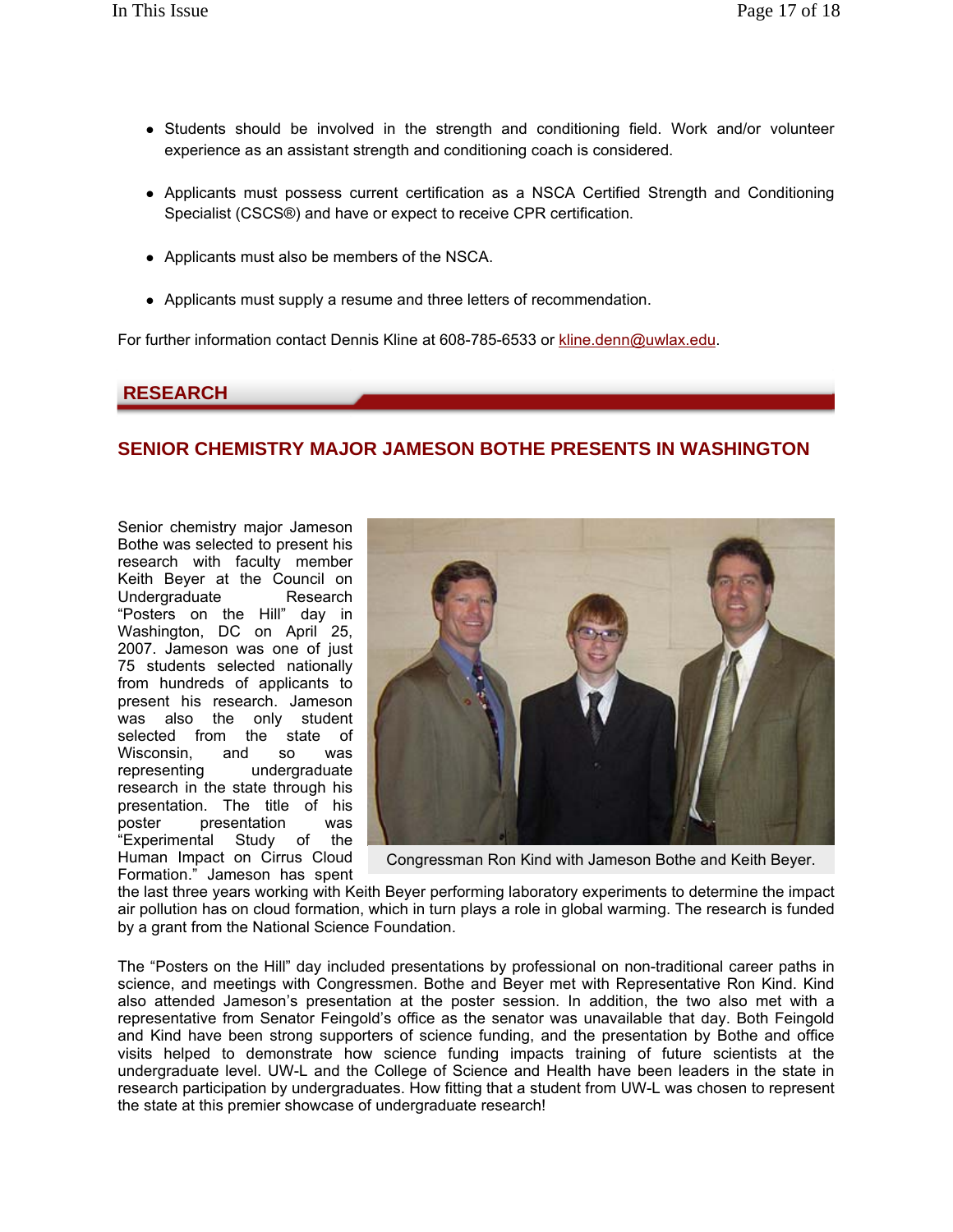- Students should be involved in the strength and conditioning field. Work and/or volunteer experience as an assistant strength and conditioning coach is considered.
- Applicants must possess current certification as a NSCA Certified Strength and Conditioning Specialist (CSCS®) and have or expect to receive CPR certification.
- Applicants must also be members of the NSCA.
- Applicants must supply a resume and three letters of recommendation.

For further information contact Dennis Kline at 608-785-6533 or kline.denn@uwlax.edu.

## RESEARCH

### SENIOR CHEMISTRY MAJOR JAMESON BOTHE PRESENTS IN WASHINGTON

Senior chemistry major Jameson Bothe was selected to present his research with faculty member Keith Beyer at the Council on Undergraduate Research "Posters on the Hill" day in Washington, DC on April 25, 2007. Jameson was one of just 75 students selected nationally from hundreds of applicants to present his research. Jameson was also the only student selected from the state of Wisconsin, and so was representing undergraduate research in the state through his presentation. The title of his poster presentation was "Experimental Study of the Human Impact on Cirrus Cloud Formation." Jameson has spent the last three years working with Keith Beyer performing laboratory experiments to determine the impact air pollution has on cloud formation, which in turn plays a role in global warming. The research is funded by a grant from the National Science Foundation.

Congressman Ron Kind with Jameson Bothe and Keith Beyer.

The "Posters on the Hill" day included presentations by professional on non-traditional career paths in science, and meetings with Congressmen. Bothe and Beyer met with Representative Ron Kind. Kind also attended Jameson's presentation at the poster session. In addition, the two also met with a representative from Senator Feingold's office as the senator was unavailable that day. Both Feingold and Kind have been strong supporters of science funding, and the presentation by Bothe and office visits helped to demonstrate how science funding impacts training of future scientists at the undergraduate level. UW-L and the College of Science and Health have been leaders in the state in research participation by undergraduates. How fitting that a student from UW-L was chosen to represent the state at this premier showcase of undergraduate research!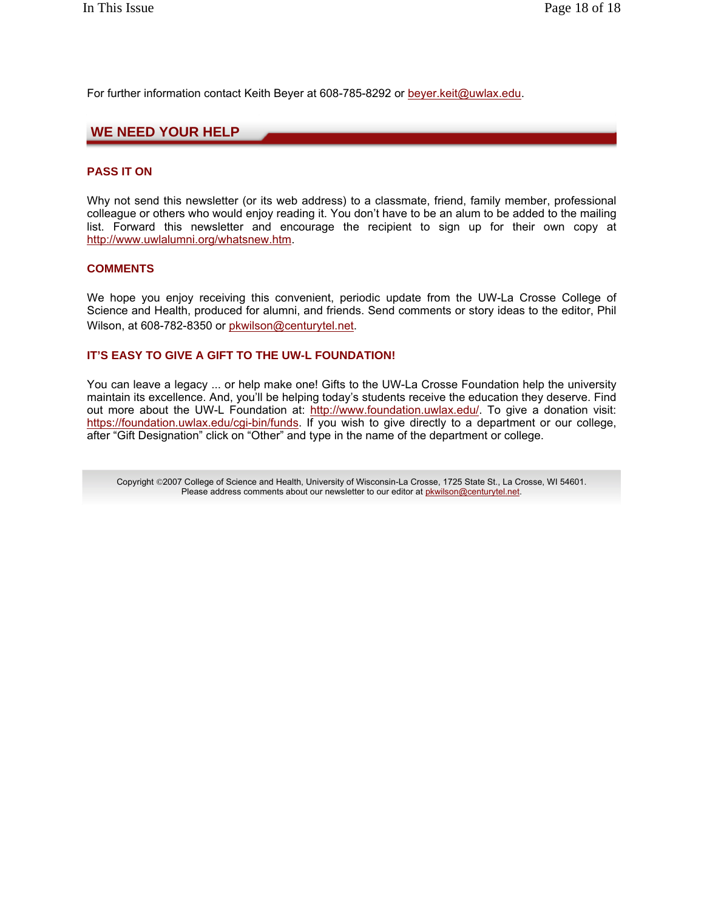For further information contact Keith Beyer at 608-785-8292 or beyer.keit@uwlax.edu.

## WE NEED YOUR HELP

### PASS IT ON

Why not send this newsletter (or its web address) to a classmate, friend, family member, professional colleague or others who would enjoy reading it. You don't have to be an alum to be added to the mailing list. Forward this newsletter and encourage the recipient to sign up for their own copy at http://www.uwlalumni.org/whatsnew.htm.

### COMMENTS

We hope you enjoy receiving this convenient, periodic update from the UW-La Crosse College of Science and Health, produced for alumni, and friends. Send comments or story ideas to the editor, Phil Wilson, at 608-782-8350 or pkwilson@centurytel.net.

### IT'S EASY TO GIVE A GIFT TO THE UW-L FOUNDATION!

You can leave a legacy ... or help make one! Gifts to the UW-La Crosse Foundation help the university maintain its excellence. And, you'll be helping today's students receive the education they deserve. Find out more about the UW-L Foundation at: http://www.foundation.uwlax.edu/. To give a donation visit: https://foundation.uwlax.edu/cgi-bin/funds. If you wish to give directly to a department or our college, after "Gift Designation" click on "Other" and type in the name of the department or college.

Copyright ©2007 College of Science and Health, University of Wisconsin-La Crosse, 1725 State St., La Crosse, WI 54601.
Please address comments about our newsletter to our editor at pkwilson@centurytel.net.